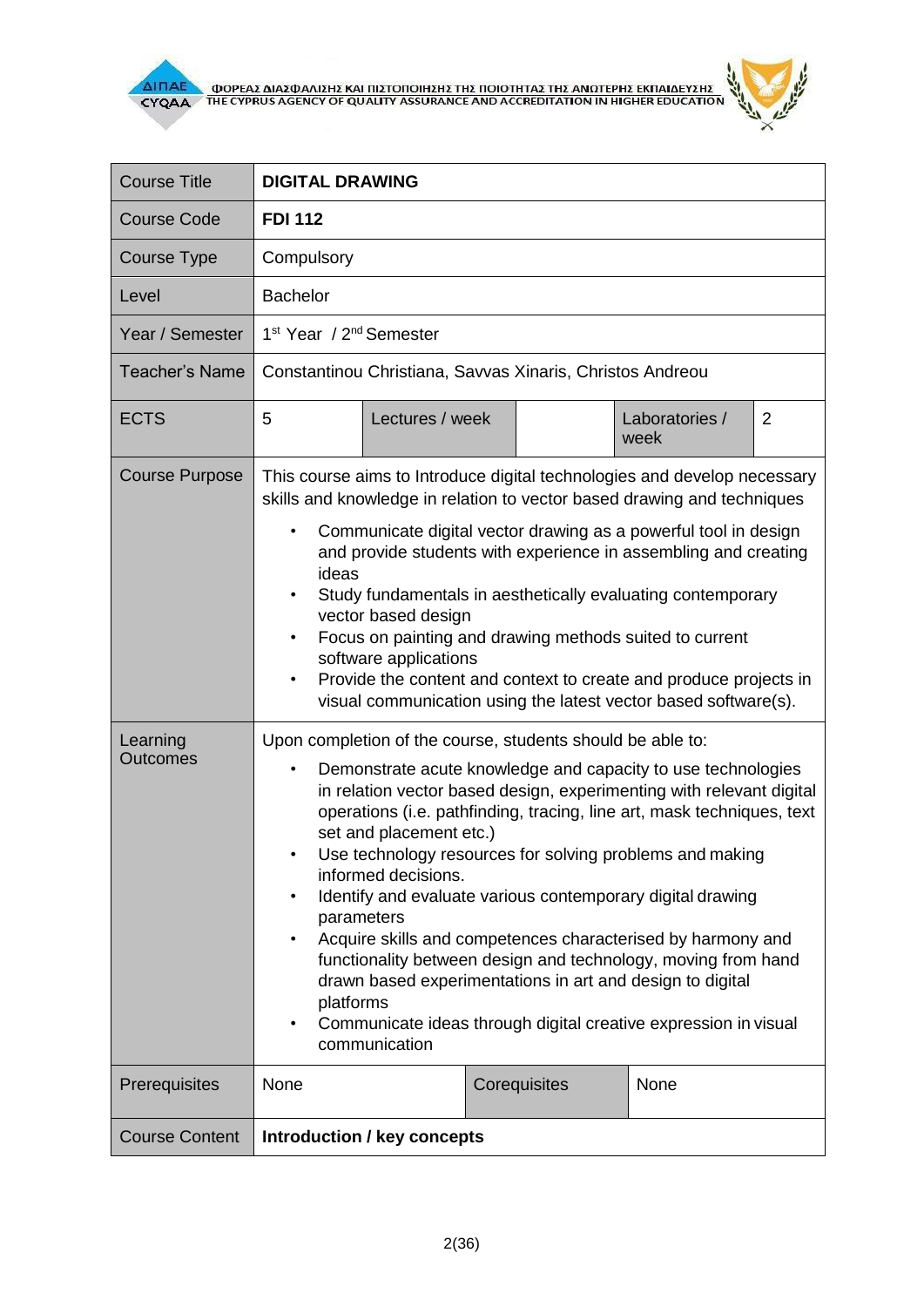| Course Title | **DIGITAL DRAWING** | | | | |
|---|---|---|---|---|---|
| Course Code | **FDI 112** | | | | |
| Course Type | Compulsory | | | | |
| Level | Bachelor | | | | |
| Year / Semester | 1st Year / 2nd Semester | | | | |
| Teacher's Name | Constantinou Christiana, Savvas Xinaris, Christos Andreou | | | | |
| ECTS | 5 | Lectures / week | | Laboratories / week | 2 |
| Course Purpose | This course aims to Introduce digital technologies and develop necessary skills and knowledge in relation to vector based drawing and techniques<br>• Communicate digital vector drawing as a powerful tool in design and provide students with experience in assembling and creating ideas<br>• Study fundamentals in aesthetically evaluating contemporary vector based design<br>• Focus on painting and drawing methods suited to current software applications<br>• Provide the content and context to create and produce projects in visual communication using the latest vector based software(s). | | | | |
| Learning Outcomes | Upon completion of the course, students should be able to:<br>• Demonstrate acute knowledge and capacity to use technologies in relation vector based design, experimenting with relevant digital operations (i.e. pathfinding, tracing, line art, mask techniques, text set and placement etc.)<br>• Use technology resources for solving problems and making informed decisions.<br>• Identify and evaluate various contemporary digital drawing parameters<br>• Acquire skills and competences characterised by harmony and functionality between design and technology, moving from hand drawn based experimentations in art and design to digital platforms<br>• Communicate ideas through digital creative expression in visual communication | | | | |
| Prerequisites | None | | Corequisites | None | |
| Course Content | **Introduction / key concepts** | | | | |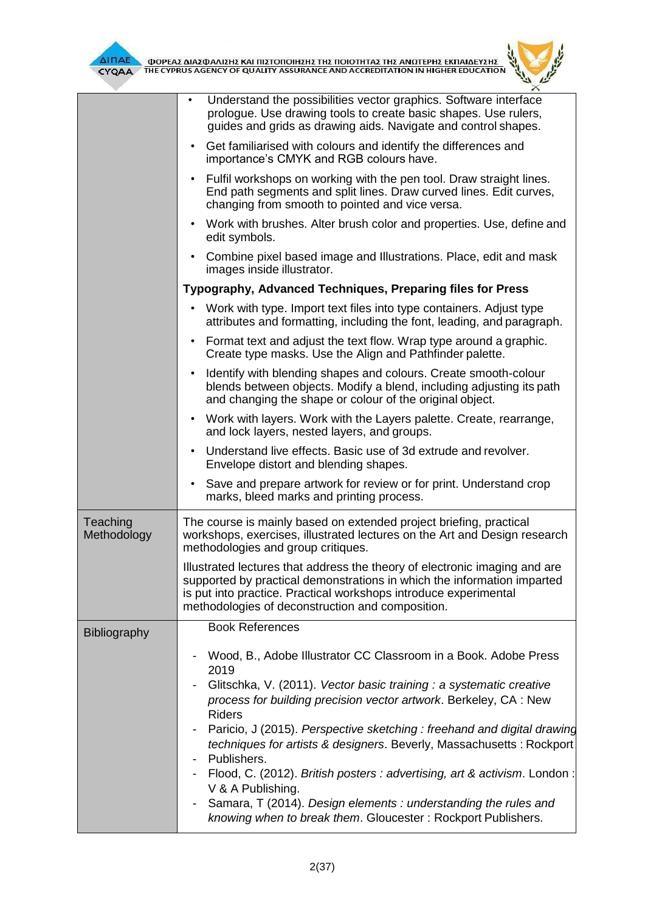|  |  |
|---|---|
|  | • Understand the possibilities vector graphics. Software interface prologue. Use drawing tools to create basic shapes. Use rulers, guides and grids as drawing aids. Navigate and control shapes.<br>• Get familiarised with colours and identify the differences and importance's CMYK and RGB colours have.<br>• Fulfil workshops on working with the pen tool. Draw straight lines. End path segments and split lines. Draw curved lines. Edit curves, changing from smooth to pointed and vice versa.<br>• Work with brushes. Alter brush color and properties. Use, define and edit symbols.<br>• Combine pixel based image and Illustrations. Place, edit and mask images inside illustrator.<br>**Typography, Advanced Techniques, Preparing files for Press**<br>• Work with type. Import text files into type containers. Adjust type attributes and formatting, including the font, leading, and paragraph.<br>• Format text and adjust the text flow. Wrap type around a graphic. Create type masks. Use the Align and Pathfinder palette.<br>• Identify with blending shapes and colours. Create smooth-colour blends between objects. Modify a blend, including adjusting its path and changing the shape or colour of the original object.<br>• Work with layers. Work with the Layers palette. Create, rearrange, and lock layers, nested layers, and groups.<br>• Understand live effects. Basic use of 3d extrude and revolver. Envelope distort and blending shapes.<br>• Save and prepare artwork for review or for print. Understand crop marks, bleed marks and printing process. |
| Teaching Methodology | The course is mainly based on extended project briefing, practical workshops, exercises, illustrated lectures on the Art and Design research methodologies and group critiques.<br><br>Illustrated lectures that address the theory of electronic imaging and are supported by practical demonstrations in which the information imparted is put into practice. Practical workshops introduce experimental methodologies of deconstruction and composition. |
| Bibliography | Book References<br><br>- Wood, B., Adobe Illustrator CC Classroom in a Book. Adobe Press 2019<br>- Glitschka, V. (2011). *Vector basic training : a systematic creative process for building precision vector artwork*. Berkeley, CA : New Riders<br>- Paricio, J (2015). *Perspective sketching : freehand and digital drawing techniques for artists & designers*. Beverly, Massachusetts : Rockport Publishers.<br>- Flood, C. (2012). *British posters : advertising, art & activism*. London : V & A Publishing.<br>- Samara, T (2014). *Design elements : understanding the rules and knowing when to break them*. Gloucester : Rockport Publishers. |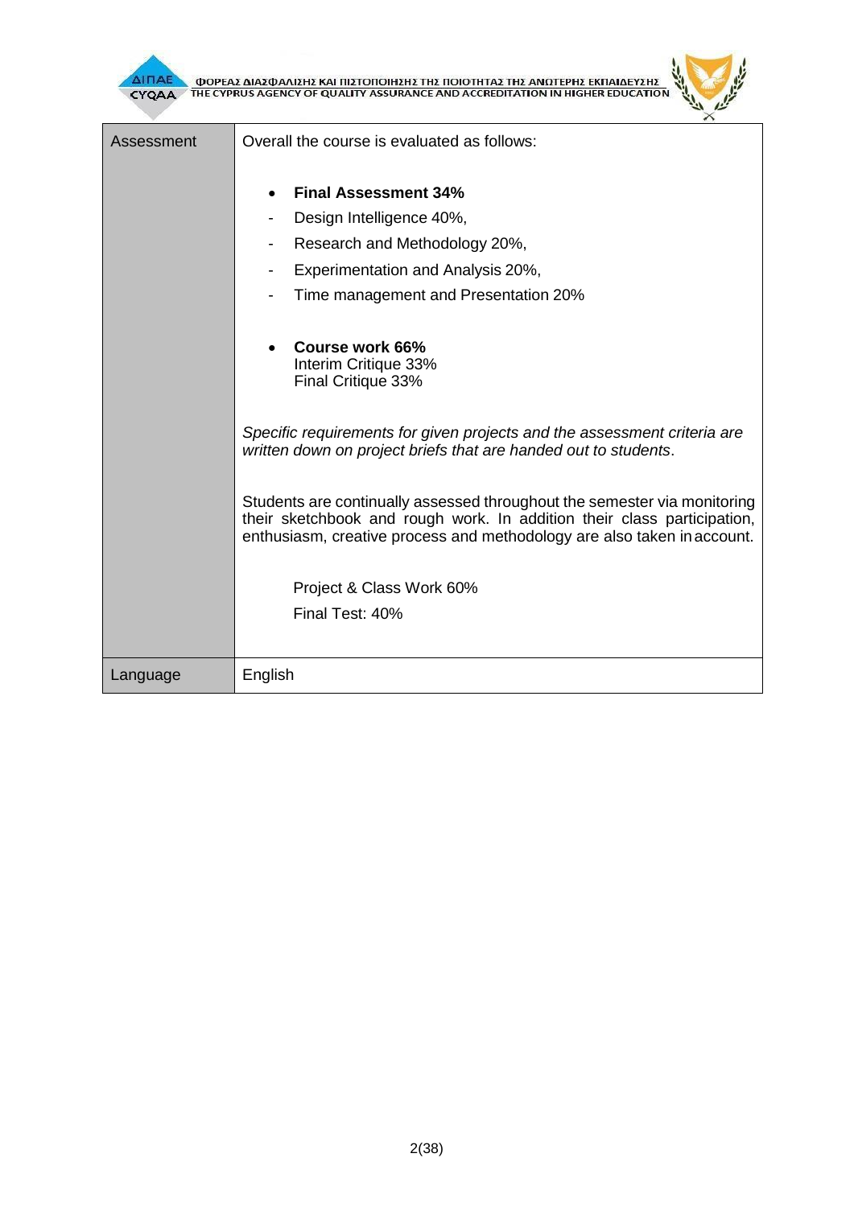| | |
|---|---|
| Assessment | Overall the course is evaluated as follows:<br><br>• **Final Assessment 34%**<br>- Design Intelligence 40%,<br>- Research and Methodology 20%,<br>- Experimentation and Analysis 20%,<br>- Time management and Presentation 20%<br><br>• **Course work 66%**<br>Interim Critique 33%<br>Final Critique 33%<br><br>*Specific requirements for given projects and the assessment criteria are written down on project briefs that are handed out to students*.<br><br>Students are continually assessed throughout the semester via monitoring their sketchbook and rough work. In addition their class participation, enthusiasm, creative process and methodology are also taken in account.<br><br>Project & Class Work 60%<br>Final Test: 40% |
| Language | English |